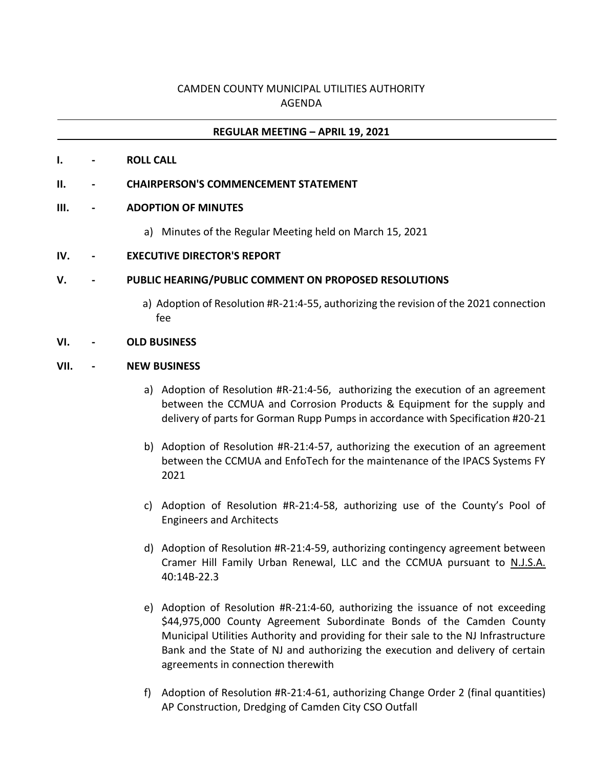CAMDEN COUNTY MUNICIPAL UTILITIES AUTHORITY
AGENDA

---

**REGULAR MEETING – APRIL 19, 2021**

---

**I. - ROLL CALL**

**II. - CHAIRPERSON'S COMMENCEMENT STATEMENT**

**III. - ADOPTION OF MINUTES**

a) Minutes of the Regular Meeting held on March 15, 2021

**IV. - EXECUTIVE DIRECTOR'S REPORT**

**V. - PUBLIC HEARING/PUBLIC COMMENT ON PROPOSED RESOLUTIONS**

a) Adoption of Resolution #R-21:4-55, authorizing the revision of the 2021 connection fee

**VI. - OLD BUSINESS**

**VII. - NEW BUSINESS**

a) Adoption of Resolution #R-21:4-56, authorizing the execution of an agreement between the CCMUA and Corrosion Products & Equipment for the supply and delivery of parts for Gorman Rupp Pumps in accordance with Specification #20-21

b) Adoption of Resolution #R-21:4-57, authorizing the execution of an agreement between the CCMUA and EnfoTech for the maintenance of the IPACS Systems FY 2021

c) Adoption of Resolution #R-21:4-58, authorizing use of the County's Pool of Engineers and Architects

d) Adoption of Resolution #R-21:4-59, authorizing contingency agreement between Cramer Hill Family Urban Renewal, LLC and the CCMUA pursuant to N.J.S.A. 40:14B-22.3

e) Adoption of Resolution #R-21:4-60, authorizing the issuance of not exceeding $44,975,000 County Agreement Subordinate Bonds of the Camden County Municipal Utilities Authority and providing for their sale to the NJ Infrastructure Bank and the State of NJ and authorizing the execution and delivery of certain agreements in connection therewith

f) Adoption of Resolution #R-21:4-61, authorizing Change Order 2 (final quantities) AP Construction, Dredging of Camden City CSO Outfall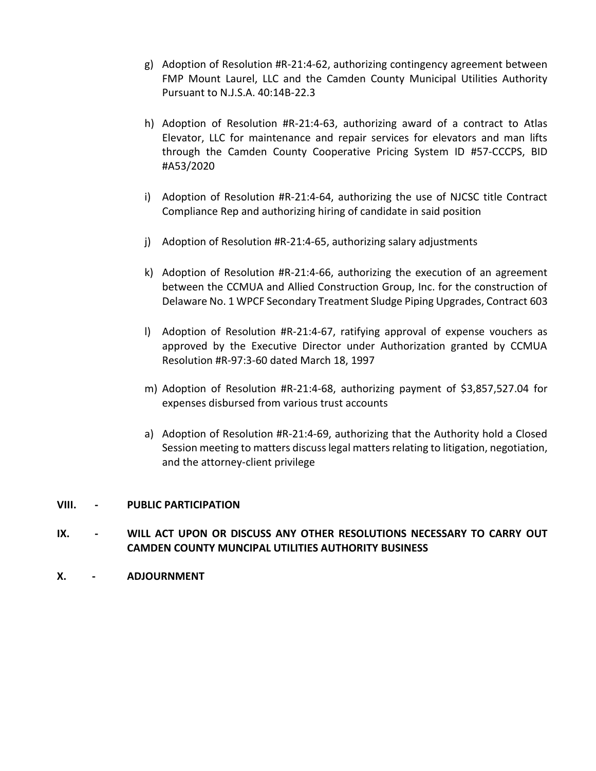g) Adoption of Resolution #R-21:4-62, authorizing contingency agreement between FMP Mount Laurel, LLC and the Camden County Municipal Utilities Authority Pursuant to N.J.S.A. 40:14B-22.3

h) Adoption of Resolution #R-21:4-63, authorizing award of a contract to Atlas Elevator, LLC for maintenance and repair services for elevators and man lifts through the Camden County Cooperative Pricing System ID #57-CCCPS, BID #A53/2020

i) Adoption of Resolution #R-21:4-64, authorizing the use of NJCSC title Contract Compliance Rep and authorizing hiring of candidate in said position

j) Adoption of Resolution #R-21:4-65, authorizing salary adjustments

k) Adoption of Resolution #R-21:4-66, authorizing the execution of an agreement between the CCMUA and Allied Construction Group, Inc. for the construction of Delaware No. 1 WPCF Secondary Treatment Sludge Piping Upgrades, Contract 603

l) Adoption of Resolution #R-21:4-67, ratifying approval of expense vouchers as approved by the Executive Director under Authorization granted by CCMUA Resolution #R-97:3-60 dated March 18, 1997

m) Adoption of Resolution #R-21:4-68, authorizing payment of $3,857,527.04 for expenses disbursed from various trust accounts

a) Adoption of Resolution #R-21:4-69, authorizing that the Authority hold a Closed Session meeting to matters discuss legal matters relating to litigation, negotiation, and the attorney-client privilege

**VIII. - PUBLIC PARTICIPATION**

**IX. - WILL ACT UPON OR DISCUSS ANY OTHER RESOLUTIONS NECESSARY TO CARRY OUT CAMDEN COUNTY MUNCIPAL UTILITIES AUTHORITY BUSINESS**

**X. - ADJOURNMENT**